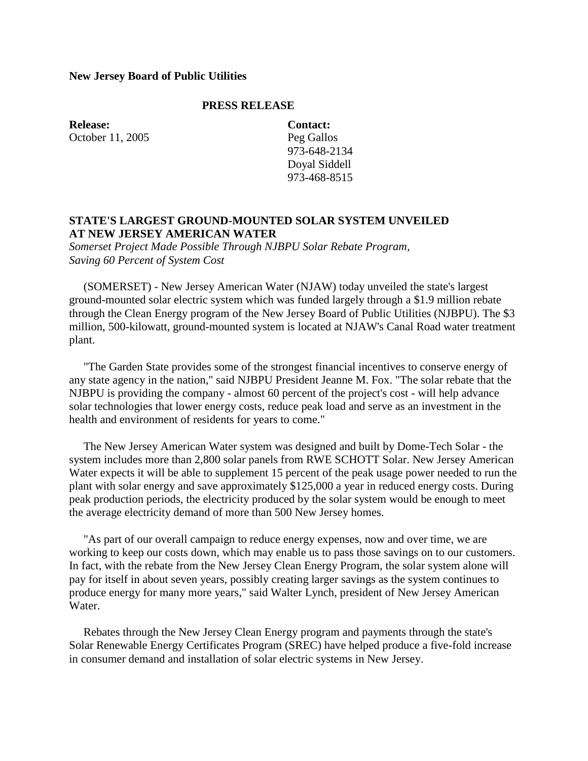**New Jersey Board of Public Utilities**

**PRESS RELEASE**

**Release:**
October 11, 2005

**Contact:**
Peg Gallos
973-648-2134
Doyal Siddell
973-468-8515

## STATE'S LARGEST GROUND-MOUNTED SOLAR SYSTEM UNVEILED AT NEW JERSEY AMERICAN WATER

*Somerset Project Made Possible Through NJBPU Solar Rebate Program, Saving 60 Percent of System Cost*

(SOMERSET) - New Jersey American Water (NJAW) today unveiled the state's largest ground-mounted solar electric system which was funded largely through a $1.9 million rebate through the Clean Energy program of the New Jersey Board of Public Utilities (NJBPU). The $3 million, 500-kilowatt, ground-mounted system is located at NJAW's Canal Road water treatment plant.

"The Garden State provides some of the strongest financial incentives to conserve energy of any state agency in the nation," said NJBPU President Jeanne M. Fox. "The solar rebate that the NJBPU is providing the company - almost 60 percent of the project's cost - will help advance solar technologies that lower energy costs, reduce peak load and serve as an investment in the health and environment of residents for years to come."

The New Jersey American Water system was designed and built by Dome-Tech Solar - the system includes more than 2,800 solar panels from RWE SCHOTT Solar. New Jersey American Water expects it will be able to supplement 15 percent of the peak usage power needed to run the plant with solar energy and save approximately $125,000 a year in reduced energy costs. During peak production periods, the electricity produced by the solar system would be enough to meet the average electricity demand of more than 500 New Jersey homes.

"As part of our overall campaign to reduce energy expenses, now and over time, we are working to keep our costs down, which may enable us to pass those savings on to our customers. In fact, with the rebate from the New Jersey Clean Energy Program, the solar system alone will pay for itself in about seven years, possibly creating larger savings as the system continues to produce energy for many more years," said Walter Lynch, president of New Jersey American Water.

Rebates through the New Jersey Clean Energy program and payments through the state's Solar Renewable Energy Certificates Program (SREC) have helped produce a five-fold increase in consumer demand and installation of solar electric systems in New Jersey.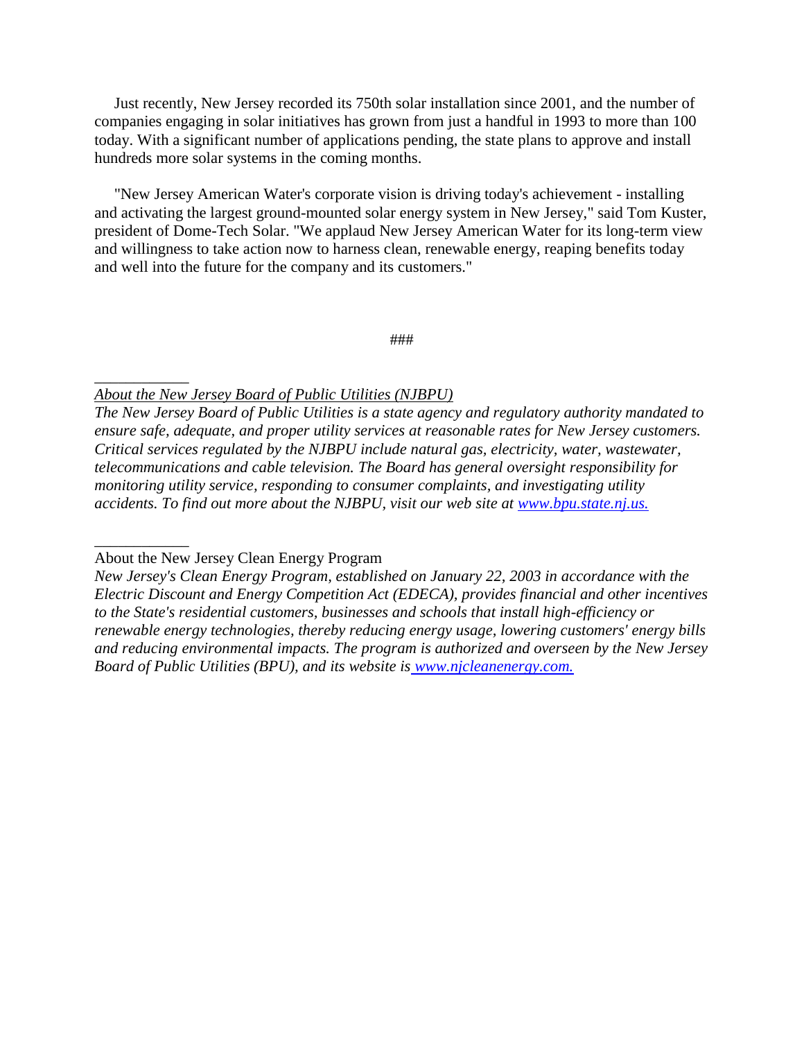Just recently, New Jersey recorded its 750th solar installation since 2001, and the number of companies engaging in solar initiatives has grown from just a handful in 1993 to more than 100 today. With a significant number of applications pending, the state plans to approve and install hundreds more solar systems in the coming months.

"New Jersey American Water's corporate vision is driving today's achievement - installing and activating the largest ground-mounted solar energy system in New Jersey," said Tom Kuster, president of Dome-Tech Solar. "We applaud New Jersey American Water for its long-term view and willingness to take action now to harness clean, renewable energy, reaping benefits today and well into the future for the company and its customers."

###

---

*About the New Jersey Board of Public Utilities (NJBPU)*

*The New Jersey Board of Public Utilities is a state agency and regulatory authority mandated to ensure safe, adequate, and proper utility services at reasonable rates for New Jersey customers. Critical services regulated by the NJBPU include natural gas, electricity, water, wastewater, telecommunications and cable television. The Board has general oversight responsibility for monitoring utility service, responding to consumer complaints, and investigating utility accidents. To find out more about the NJBPU, visit our web site at www.bpu.state.nj.us.*

---

About the New Jersey Clean Energy Program

*New Jersey's Clean Energy Program, established on January 22, 2003 in accordance with the Electric Discount and Energy Competition Act (EDECA), provides financial and other incentives to the State's residential customers, businesses and schools that install high-efficiency or renewable energy technologies, thereby reducing energy usage, lowering customers' energy bills and reducing environmental impacts. The program is authorized and overseen by the New Jersey Board of Public Utilities (BPU), and its website is www.njcleanenergy.com.*